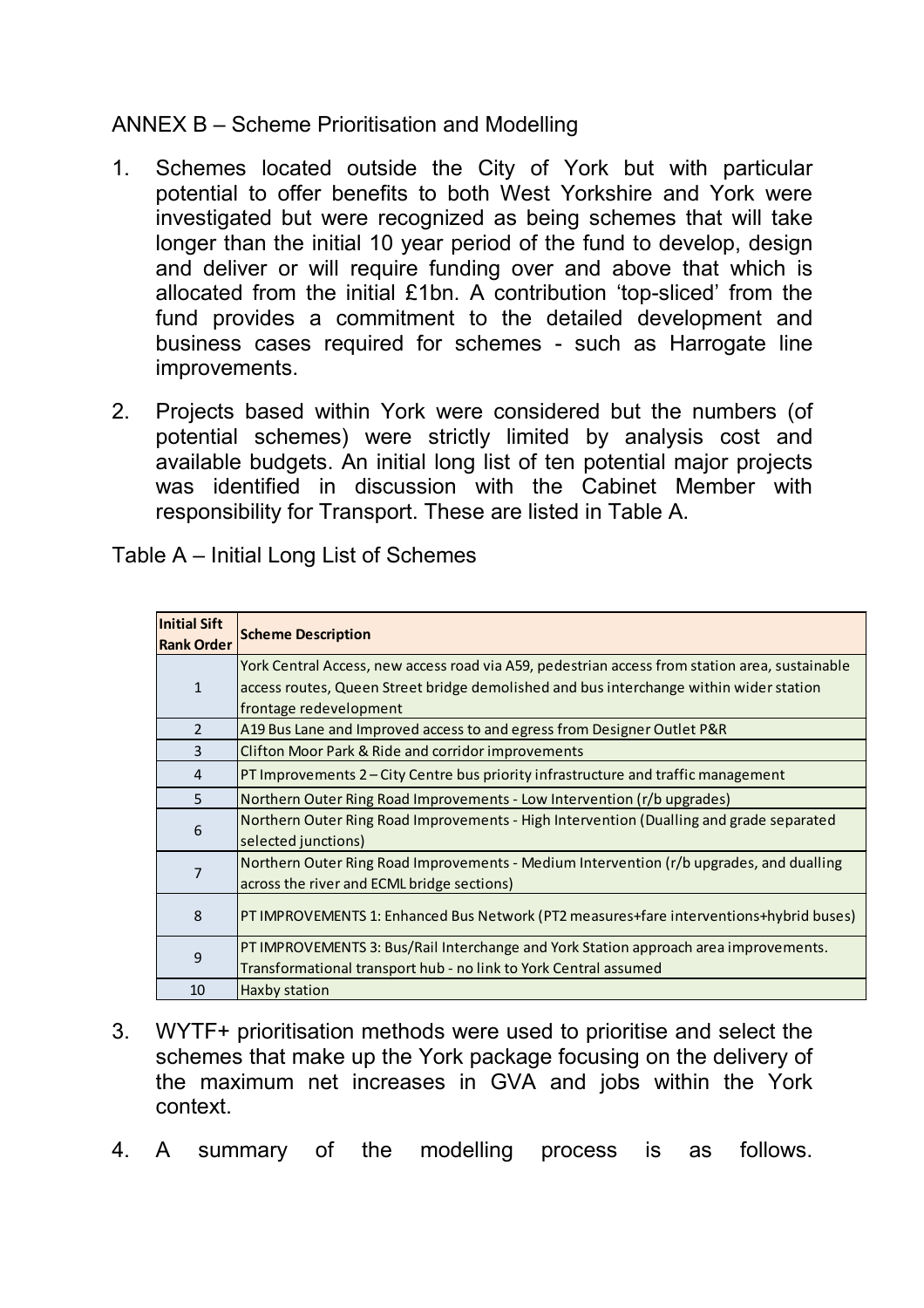ANNEX B – Scheme Prioritisation and Modelling

1. Schemes located outside the City of York but with particular potential to offer benefits to both West Yorkshire and York were investigated but were recognized as being schemes that will take longer than the initial 10 year period of the fund to develop, design and deliver or will require funding over and above that which is allocated from the initial £1bn. A contribution 'top-sliced' from the fund provides a commitment to the detailed development and business cases required for schemes - such as Harrogate line improvements.

2. Projects based within York were considered but the numbers (of potential schemes) were strictly limited by analysis cost and available budgets. An initial long list of ten potential major projects was identified in discussion with the Cabinet Member with responsibility for Transport. These are listed in Table A.

Table A – Initial Long List of Schemes

| Initial Sift Rank Order | Scheme Description |
|---|---|
| 1 | York Central Access, new access road via A59, pedestrian access from station area, sustainable access routes, Queen Street bridge demolished and bus interchange within wider station frontage redevelopment |
| 2 | A19 Bus Lane and Improved access to and egress from Designer Outlet P&R |
| 3 | Clifton Moor Park & Ride and corridor improvements |
| 4 | PT Improvements 2 – City Centre bus priority infrastructure and traffic management |
| 5 | Northern Outer Ring Road Improvements - Low Intervention (r/b upgrades) |
| 6 | Northern Outer Ring Road Improvements - High Intervention (Dualling and grade separated selected junctions) |
| 7 | Northern Outer Ring Road Improvements - Medium Intervention (r/b upgrades, and dualling across the river and ECML bridge sections) |
| 8 | PT IMPROVEMENTS 1: Enhanced Bus Network (PT2 measures+fare interventions+hybrid buses) |
| 9 | PT IMPROVEMENTS 3: Bus/Rail Interchange and York Station approach area improvements. Transformational transport hub - no link to York Central assumed |
| 10 | Haxby station |

3. WYTF+ prioritisation methods were used to prioritise and select the schemes that make up the York package focusing on the delivery of the maximum net increases in GVA and jobs within the York context.

4. A summary of the modelling process is as follows.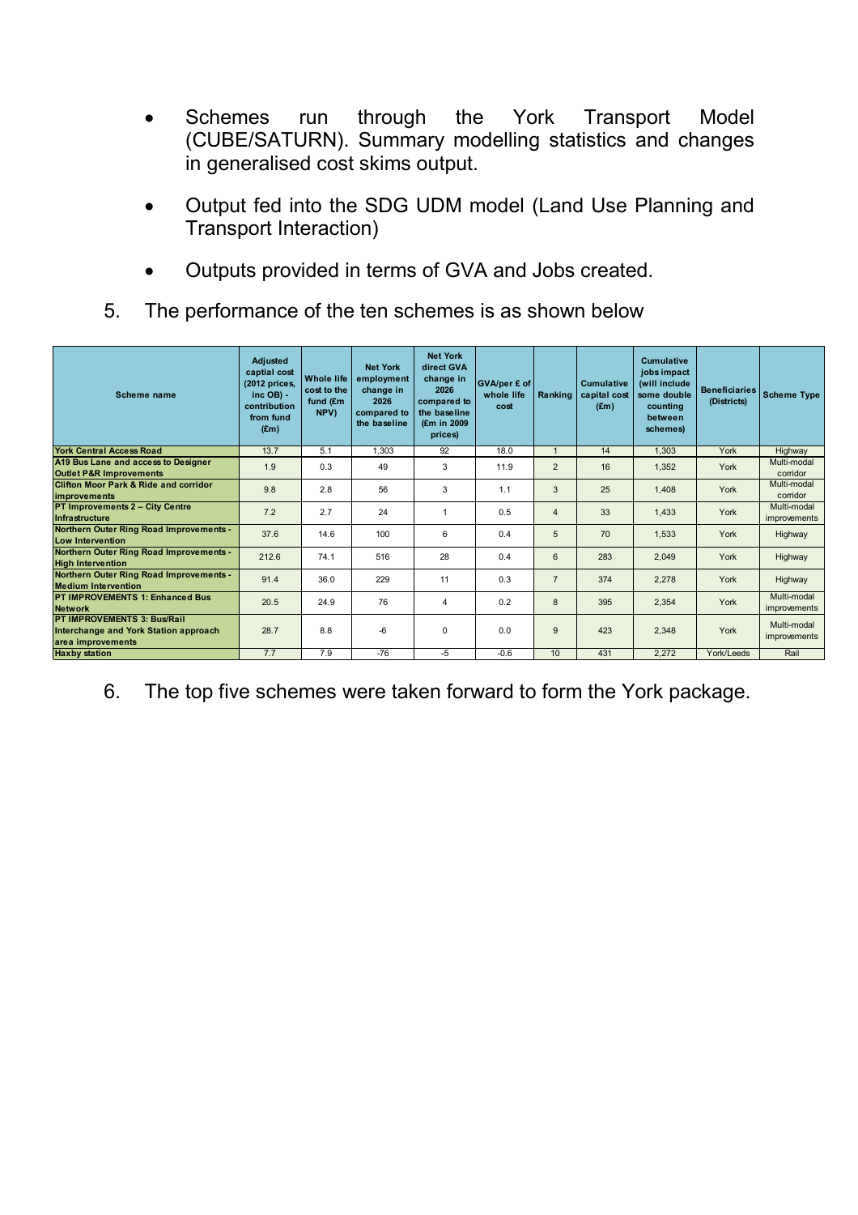- Schemes run through the York Transport Model (CUBE/SATURN). Summary modelling statistics and changes in generalised cost skims output.

- Output fed into the SDG UDM model (Land Use Planning and Transport Interaction)

- Outputs provided in terms of GVA and Jobs created.

5. The performance of the ten schemes is as shown below

| Scheme name | Adjusted captial cost (2012 prices, inc OB) - contribution from fund (£m) | Whole life cost to the fund (£m NPV) | Net York employment change in 2026 compared to the baseline | Net York direct GVA change in 2026 compared to the baseline (£m in 2009 prices) | GVA/per £ of whole life cost | Ranking | Cumulative capital cost (£m) | Cumulative jobs impact (will include some double counting between schemes) | Beneficiaries (Districts) | Scheme Type |
|---|---|---|---|---|---|---|---|---|---|---|
| **York Central Access Road** | 13.7 | 5.1 | 1,303 | 92 | 18.0 | 1 | 14 | 1,303 | York | Highway |
| **A19 Bus Lane and access to Designer Outlet P&R Improvements** | 1.9 | 0.3 | 49 | 3 | 11.9 | 2 | 16 | 1,352 | York | Multi-modal corridor |
| **Clifton Moor Park & Ride and corridor improvements** | 9.8 | 2.8 | 56 | 3 | 1.1 | 3 | 25 | 1,408 | York | Multi-modal corridor |
| **PT Improvements 2 – City Centre Infrastructure** | 7.2 | 2.7 | 24 | 1 | 0.5 | 4 | 33 | 1,433 | York | Multi-modal improvements |
| **Northern Outer Ring Road Improvements - Low Intervention** | 37.6 | 14.6 | 100 | 6 | 0.4 | 5 | 70 | 1,533 | York | Highway |
| **Northern Outer Ring Road Improvements - High Intervention** | 212.6 | 74.1 | 516 | 28 | 0.4 | 6 | 283 | 2,049 | York | Highway |
| **Northern Outer Ring Road Improvements - Medium Intervention** | 91.4 | 36.0 | 229 | 11 | 0.3 | 7 | 374 | 2,278 | York | Highway |
| **PT IMPROVEMENTS 1: Enhanced Bus Network** | 20.5 | 24.9 | 76 | 4 | 0.2 | 8 | 395 | 2,354 | York | Multi-modal improvements |
| **PT IMPROVEMENTS 3: Bus/Rail Interchange and York Station approach area improvements** | 28.7 | 8.8 | -6 | 0 | 0.0 | 9 | 423 | 2,348 | York | Multi-modal improvements |
| **Haxby station** | 7.7 | 7.9 | -76 | -5 | -0.6 | 10 | 431 | 2,272 | York/Leeds | Rail |

6. The top five schemes were taken forward to form the York package.